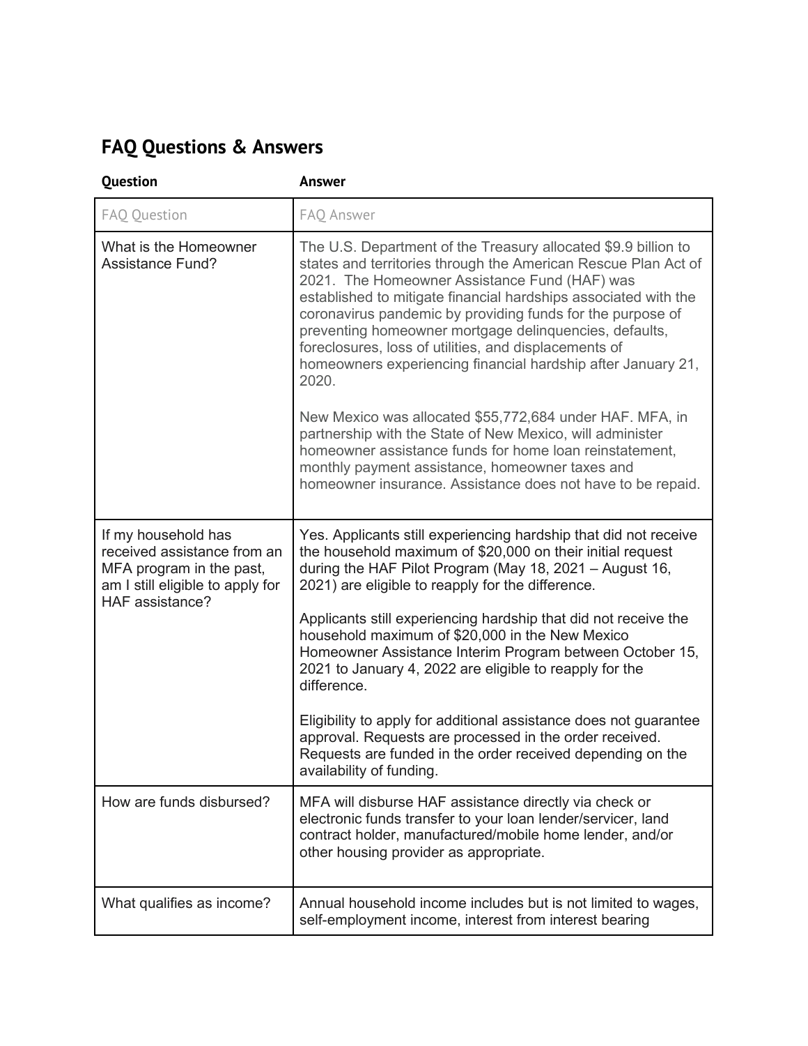## FAQ Questions & Answers

| Question | Answer |
| --- | --- |
| FAQ Question | FAQ Answer |
| What is the Homeowner Assistance Fund? | The U.S. Department of the Treasury allocated $9.9 billion to states and territories through the American Rescue Plan Act of 2021. The Homeowner Assistance Fund (HAF) was established to mitigate financial hardships associated with the coronavirus pandemic by providing funds for the purpose of preventing homeowner mortgage delinquencies, defaults, foreclosures, loss of utilities, and displacements of homeowners experiencing financial hardship after January 21, 2020.<br><br>New Mexico was allocated $55,772,684 under HAF. MFA, in partnership with the State of New Mexico, will administer homeowner assistance funds for home loan reinstatement, monthly payment assistance, homeowner taxes and homeowner insurance. Assistance does not have to be repaid. |
| If my household has received assistance from an MFA program in the past, am I still eligible to apply for HAF assistance? | Yes. Applicants still experiencing hardship that did not receive the household maximum of $20,000 on their initial request during the HAF Pilot Program (May 18, 2021 – August 16, 2021) are eligible to reapply for the difference.<br><br>Applicants still experiencing hardship that did not receive the household maximum of $20,000 in the New Mexico Homeowner Assistance Interim Program between October 15, 2021 to January 4, 2022 are eligible to reapply for the difference.<br><br>Eligibility to apply for additional assistance does not guarantee approval. Requests are processed in the order received. Requests are funded in the order received depending on the availability of funding. |
| How are funds disbursed? | MFA will disburse HAF assistance directly via check or electronic funds transfer to your loan lender/servicer, land contract holder, manufactured/mobile home lender, and/or other housing provider as appropriate. |
| What qualifies as income? | Annual household income includes but is not limited to wages, self-employment income, interest from interest bearing |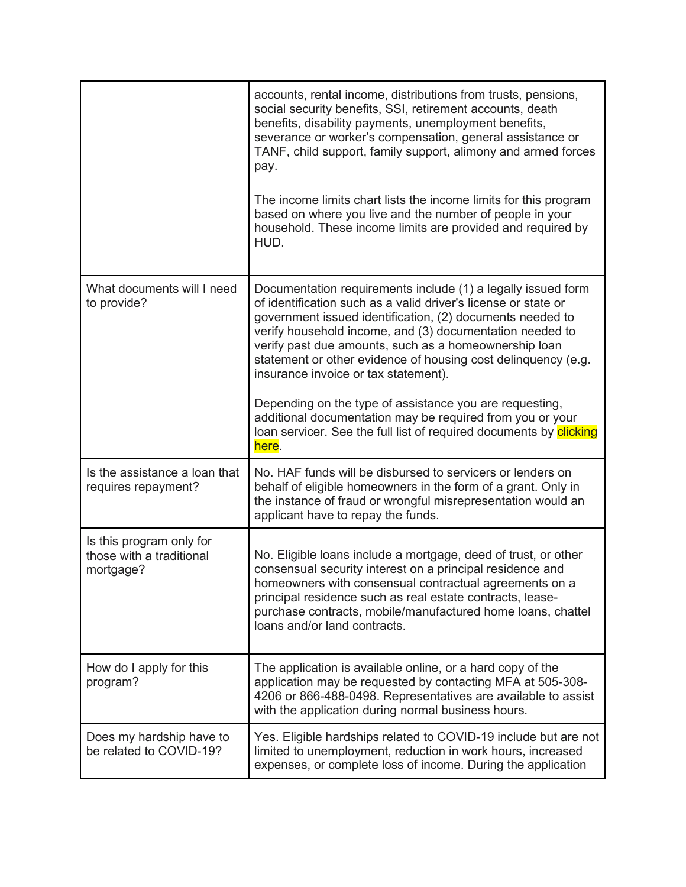|  |  |
|---|---|
|  | accounts, rental income, distributions from trusts, pensions, social security benefits, SSI, retirement accounts, death benefits, disability payments, unemployment benefits, severance or worker's compensation, general assistance or TANF, child support, family support, alimony and armed forces pay.<br><br>The income limits chart lists the income limits for this program based on where you live and the number of people in your household. These income limits are provided and required by HUD. |
| What documents will I need to provide? | Documentation requirements include (1) a legally issued form of identification such as a valid driver's license or state or government issued identification, (2) documents needed to verify household income, and (3) documentation needed to verify past due amounts, such as a homeownership loan statement or other evidence of housing cost delinquency (e.g. insurance invoice or tax statement).<br><br>Depending on the type of assistance you are requesting, additional documentation may be required from you or your loan servicer. See the full list of required documents by clicking here. |
| Is the assistance a loan that requires repayment? | No. HAF funds will be disbursed to servicers or lenders on behalf of eligible homeowners in the form of a grant. Only in the instance of fraud or wrongful misrepresentation would an applicant have to repay the funds. |
| Is this program only for those with a traditional mortgage? | No. Eligible loans include a mortgage, deed of trust, or other consensual security interest on a principal residence and homeowners with consensual contractual agreements on a principal residence such as real estate contracts, lease-purchase contracts, mobile/manufactured home loans, chattel loans and/or land contracts. |
| How do I apply for this program? | The application is available online, or a hard copy of the application may be requested by contacting MFA at 505-308-4206 or 866-488-0498. Representatives are available to assist with the application during normal business hours. |
| Does my hardship have to be related to COVID-19? | Yes. Eligible hardships related to COVID-19 include but are not limited to unemployment, reduction in work hours, increased expenses, or complete loss of income. During the application |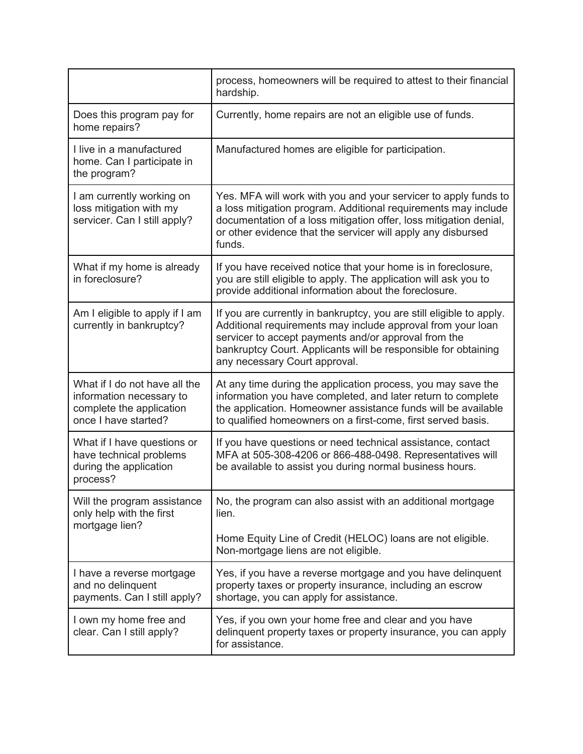| | |
|---|---|
| | process, homeowners will be required to attest to their financial hardship. |
| Does this program pay for home repairs? | Currently, home repairs are not an eligible use of funds. |
| I live in a manufactured home. Can I participate in the program? | Manufactured homes are eligible for participation. |
| I am currently working on loss mitigation with my servicer. Can I still apply? | Yes. MFA will work with you and your servicer to apply funds to a loss mitigation program. Additional requirements may include documentation of a loss mitigation offer, loss mitigation denial, or other evidence that the servicer will apply any disbursed funds. |
| What if my home is already in foreclosure? | If you have received notice that your home is in foreclosure, you are still eligible to apply. The application will ask you to provide additional information about the foreclosure. |
| Am I eligible to apply if I am currently in bankruptcy? | If you are currently in bankruptcy, you are still eligible to apply. Additional requirements may include approval from your loan servicer to accept payments and/or approval from the bankruptcy Court. Applicants will be responsible for obtaining any necessary Court approval. |
| What if I do not have all the information necessary to complete the application once I have started? | At any time during the application process, you may save the information you have completed, and later return to complete the application. Homeowner assistance funds will be available to qualified homeowners on a first-come, first served basis. |
| What if I have questions or have technical problems during the application process? | If you have questions or need technical assistance, contact MFA at 505-308-4206 or 866-488-0498. Representatives will be available to assist you during normal business hours. |
| Will the program assistance only help with the first mortgage lien? | No, the program can also assist with an additional mortgage lien.<br><br>Home Equity Line of Credit (HELOC) loans are not eligible. Non-mortgage liens are not eligible. |
| I have a reverse mortgage and no delinquent payments. Can I still apply? | Yes, if you have a reverse mortgage and you have delinquent property taxes or property insurance, including an escrow shortage, you can apply for assistance. |
| I own my home free and clear. Can I still apply? | Yes, if you own your home free and clear and you have delinquent property taxes or property insurance, you can apply for assistance. |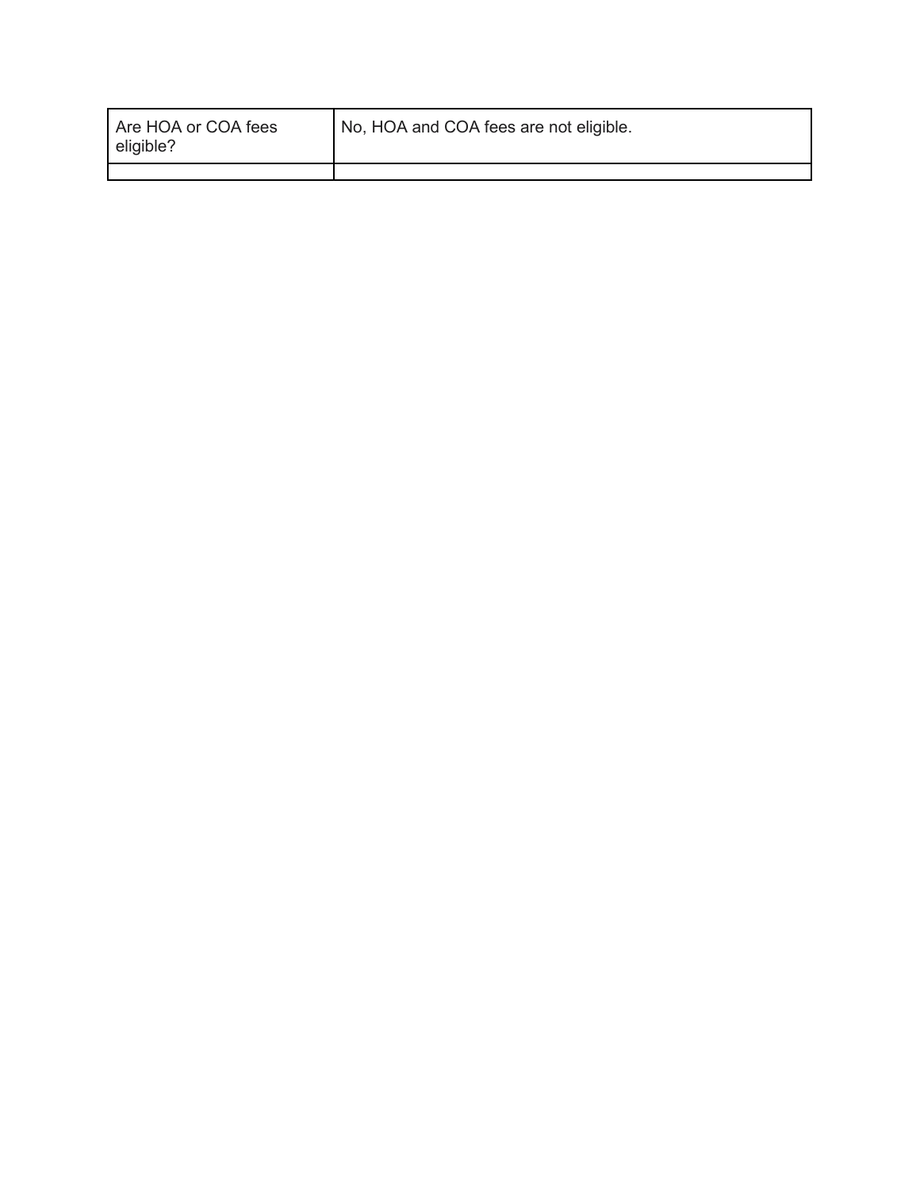| | |
|---|---|
| Are HOA or COA fees eligible? | No, HOA and COA fees are not eligible. |
| | |